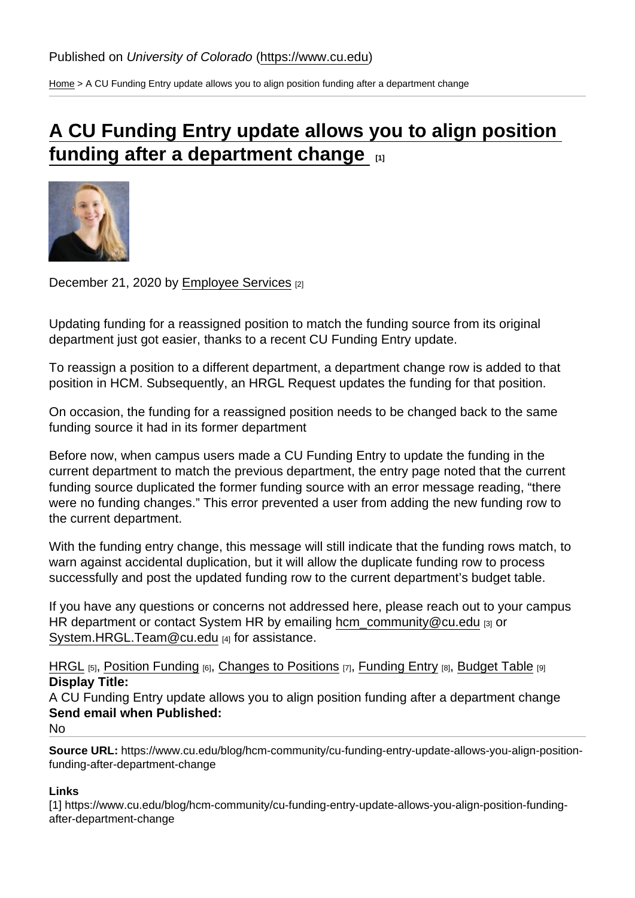Published on *University of Colorado* (https://www.cu.edu)

Home > A CU Funding Entry update allows you to align position funding after a department change

# A CU Funding Entry update allows you to align position funding after a department change [1]

December 21, 2020 by Employee Services [2]

Updating funding for a reassigned position to match the funding source from its original department just got easier, thanks to a recent CU Funding Entry update.

To reassign a position to a different department, a department change row is added to that position in HCM. Subsequently, an HRGL Request updates the funding for that position.

On occasion, the funding for a reassigned position needs to be changed back to the same funding source it had in its former department

Before now, when campus users made a CU Funding Entry to update the funding in the current department to match the previous department, the entry page noted that the current funding source duplicated the former funding source with an error message reading, "there were no funding changes." This error prevented a user from adding the new funding row to the current department.

With the funding entry change, this message will still indicate that the funding rows match, to warn against accidental duplication, but it will allow the duplicate funding row to process successfully and post the updated funding row to the current department's budget table.

If you have any questions or concerns not addressed here, please reach out to your campus HR department or contact System HR by emailing hcm_community@cu.edu [3] or System.HRGL.Team@cu.edu [4] for assistance.

HRGL [5], Position Funding [6], Changes to Positions [7], Funding Entry [8], Budget Table [9]

**Display Title:**
A CU Funding Entry update allows you to align position funding after a department change

**Send email when Published:**
No

**Source URL:** https://www.cu.edu/blog/hcm-community/cu-funding-entry-update-allows-you-align-position-funding-after-department-change

**Links**
[1] https://www.cu.edu/blog/hcm-community/cu-funding-entry-update-allows-you-align-position-funding-after-department-change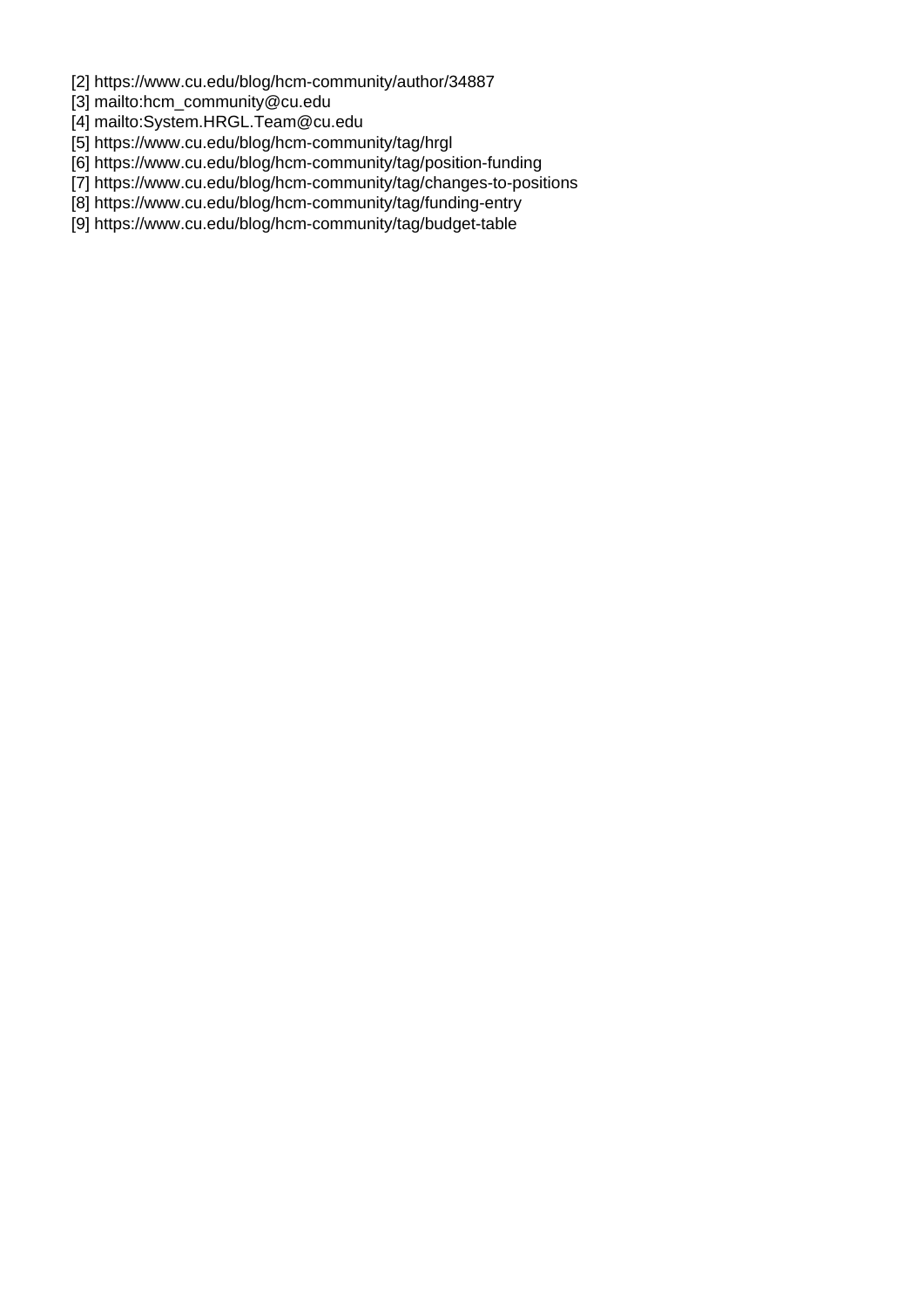[2] https://www.cu.edu/blog/hcm-community/author/34887
[3] mailto:hcm_community@cu.edu
[4] mailto:System.HRGL.Team@cu.edu
[5] https://www.cu.edu/blog/hcm-community/tag/hrgl
[6] https://www.cu.edu/blog/hcm-community/tag/position-funding
[7] https://www.cu.edu/blog/hcm-community/tag/changes-to-positions
[8] https://www.cu.edu/blog/hcm-community/tag/funding-entry
[9] https://www.cu.edu/blog/hcm-community/tag/budget-table